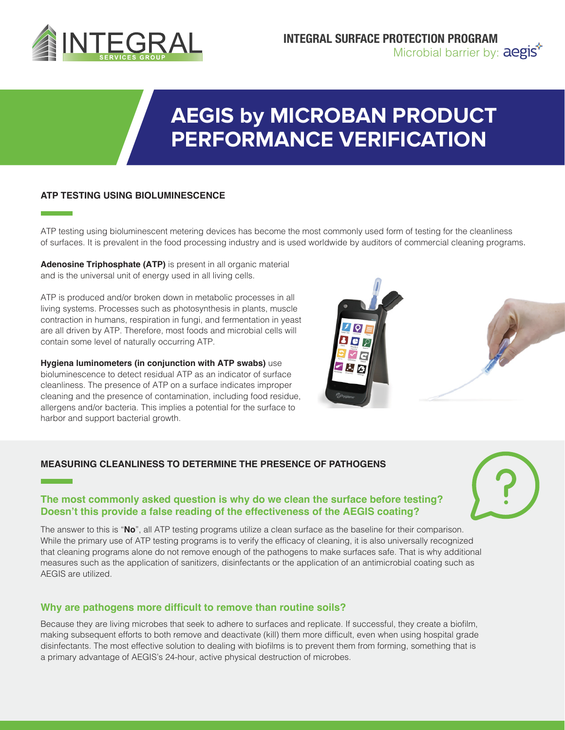INTEGRAL SERVICES GROUP

**INTEGRAL SURFACE PROTECTION PROGRAM**
Microbial barrier by: aegis

# AEGIS by MICROBAN PRODUCT PERFORMANCE VERIFICATION

## ATP TESTING USING BIOLUMINESCENCE

ATP testing using bioluminescent metering devices has become the most commonly used form of testing for the cleanliness of surfaces. It is prevalent in the food processing industry and is used worldwide by auditors of commercial cleaning programs.

**Adenosine Triphosphate (ATP)** is present in all organic material and is the universal unit of energy used in all living cells.

ATP is produced and/or broken down in metabolic processes in all living systems. Processes such as photosynthesis in plants, muscle contraction in humans, respiration in fungi, and fermentation in yeast are all driven by ATP. Therefore, most foods and microbial cells will contain some level of naturally occurring ATP.

**Hygiena luminometers (in conjunction with ATP swabs)** use bioluminescence to detect residual ATP as an indicator of surface cleanliness. The presence of ATP on a surface indicates improper cleaning and the presence of contamination, including food residue, allergens and/or bacteria. This implies a potential for the surface to harbor and support bacterial growth.

## MEASURING CLEANLINESS TO DETERMINE THE PRESENCE OF PATHOGENS

### The most commonly asked question is why do we clean the surface before testing? Doesn't this provide a false reading of the effectiveness of the AEGIS coating?

The answer to this is "**No**", all ATP testing programs utilize a clean surface as the baseline for their comparison. While the primary use of ATP testing programs is to verify the efficacy of cleaning, it is also universally recognized that cleaning programs alone do not remove enough of the pathogens to make surfaces safe. That is why additional measures such as the application of sanitizers, disinfectants or the application of an antimicrobial coating such as AEGIS are utilized.

### Why are pathogens more difficult to remove than routine soils?

Because they are living microbes that seek to adhere to surfaces and replicate. If successful, they create a biofilm, making subsequent efforts to both remove and deactivate (kill) them more difficult, even when using hospital grade disinfectants. The most effective solution to dealing with biofilms is to prevent them from forming, something that is a primary advantage of AEGIS's 24-hour, active physical destruction of microbes.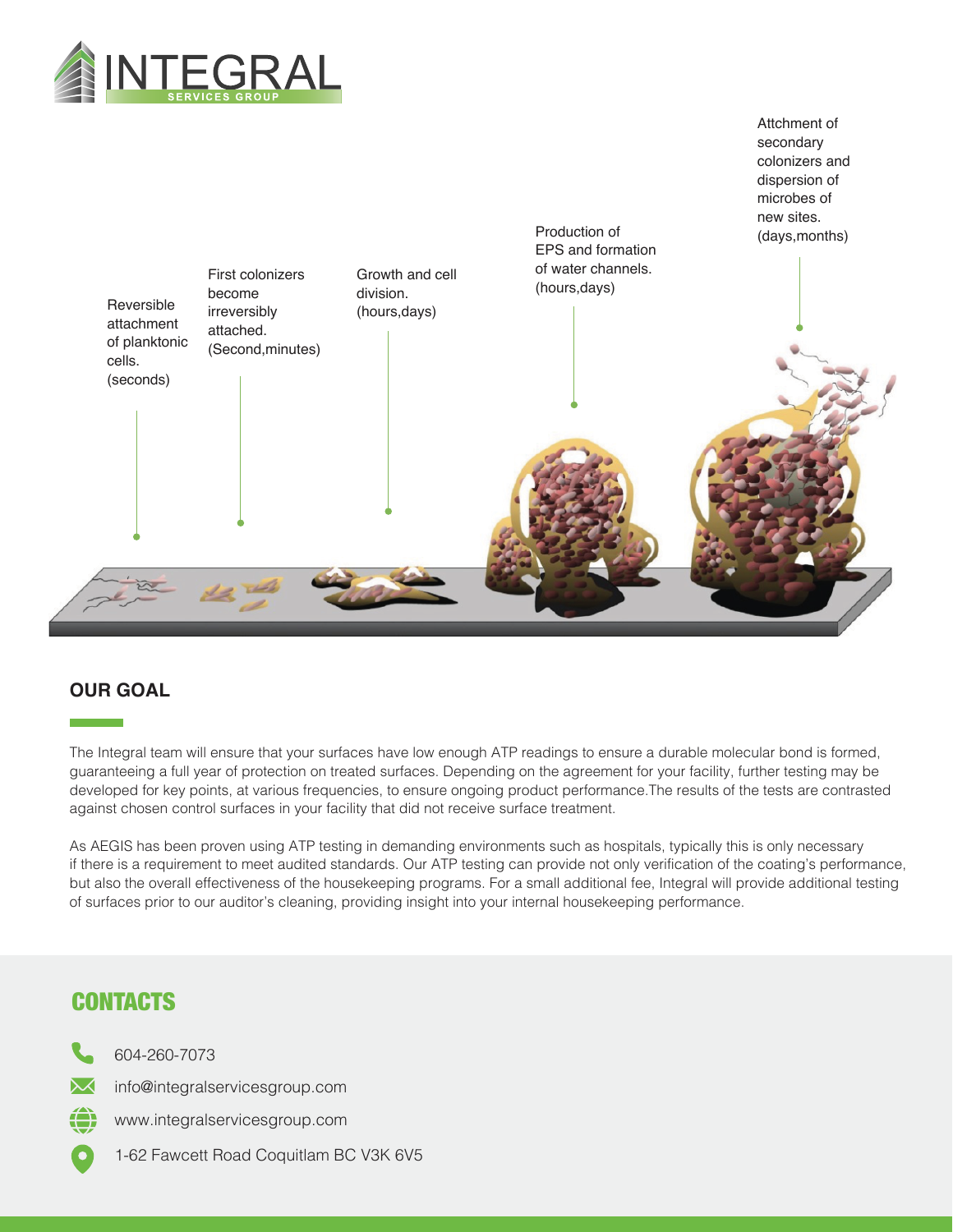INTEGRAL
SERVICES GROUP

Reversible attachment of planktonic cells. (seconds)

First colonizers become irreversibly attached. (Second,minutes)

Growth and cell division. (hours,days)

Production of EPS and formation of water channels. (hours,days)

Attchment of secondary colonizers and dispersion of microbes of new sites. (days,months)

## OUR GOAL

The Integral team will ensure that your surfaces have low enough ATP readings to ensure a durable molecular bond is formed, guaranteeing a full year of protection on treated surfaces. Depending on the agreement for your facility, further testing may be developed for key points, at various frequencies, to ensure ongoing product performance.The results of the tests are contrasted against chosen control surfaces in your facility that did not receive surface treatment.

As AEGIS has been proven using ATP testing in demanding environments such as hospitals, typically this is only necessary if there is a requirement to meet audited standards. Our ATP testing can provide not only verification of the coating's performance, but also the overall effectiveness of the housekeeping programs. For a small additional fee, Integral will provide additional testing of surfaces prior to our auditor's cleaning, providing insight into your internal housekeeping performance.

## CONTACTS

604-260-7073

info@integralservicesgroup.com

www.integralservicesgroup.com

1-62 Fawcett Road Coquitlam BC V3K 6V5